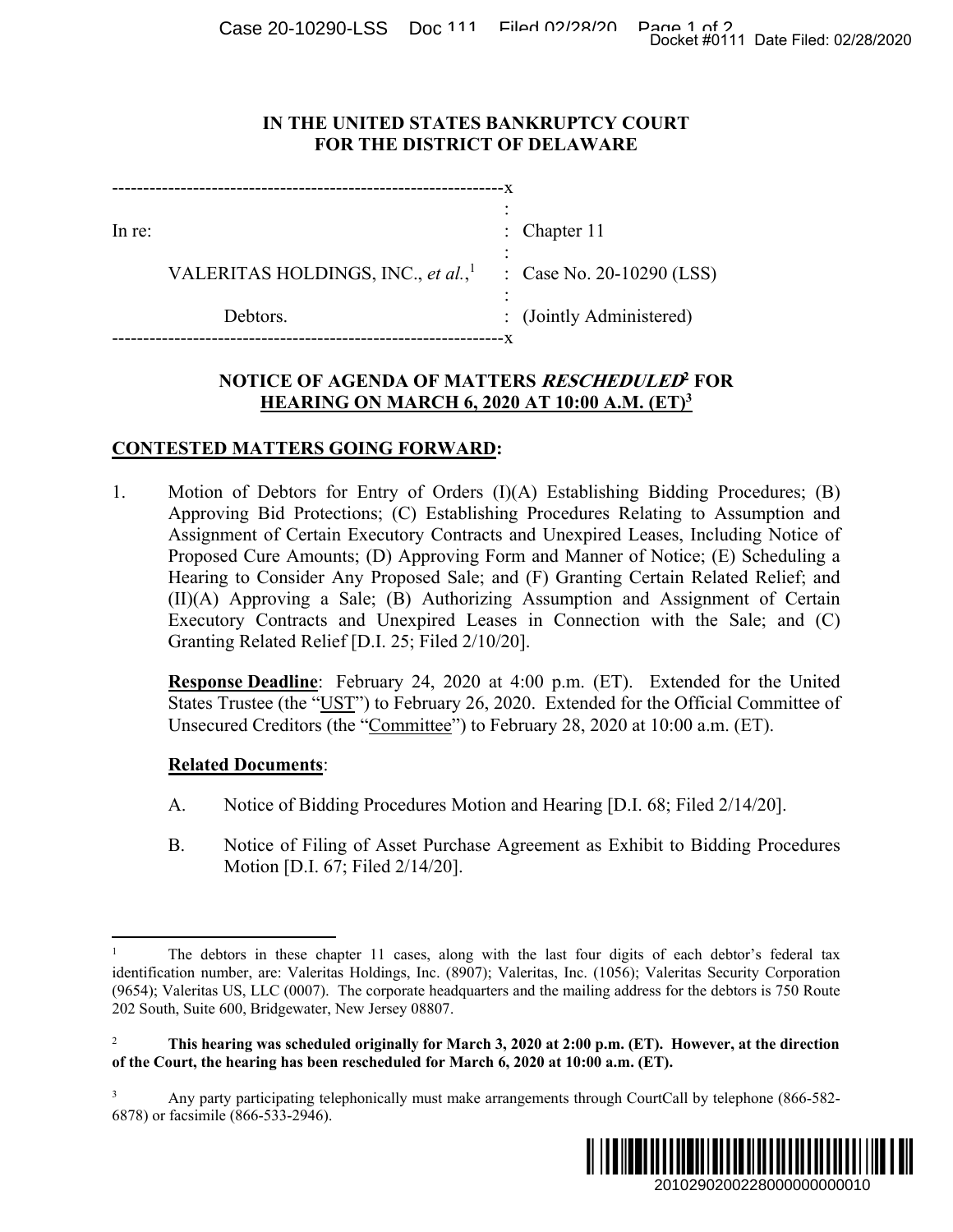# IN THE UNITED STATES BANKRUPTCY COURT
# FOR THE DISTRICT OF DELAWARE

| | |
|---|---|
| In re: | Chapter 11 |
| VALERITAS HOLDINGS, INC., *et al.*,[1] | Case No. 20-10290 (LSS) |
| Debtors. | (Jointly Administered) |

## NOTICE OF AGENDA OF MATTERS *RESCHEDULED*[2] FOR HEARING ON MARCH 6, 2020 AT 10:00 A.M. (ET)[3]

**CONTESTED MATTERS GOING FORWARD:**

1. Motion of Debtors for Entry of Orders (I)(A) Establishing Bidding Procedures; (B) Approving Bid Protections; (C) Establishing Procedures Relating to Assumption and Assignment of Certain Executory Contracts and Unexpired Leases, Including Notice of Proposed Cure Amounts; (D) Approving Form and Manner of Notice; (E) Scheduling a Hearing to Consider Any Proposed Sale; and (F) Granting Certain Related Relief; and (II)(A) Approving a Sale; (B) Authorizing Assumption and Assignment of Certain Executory Contracts and Unexpired Leases in Connection with the Sale; and (C) Granting Related Relief [D.I. 25; Filed 2/10/20].

   **Response Deadline**: February 24, 2020 at 4:00 p.m. (ET). Extended for the United States Trustee (the "UST") to February 26, 2020. Extended for the Official Committee of Unsecured Creditors (the "Committee") to February 28, 2020 at 10:00 a.m. (ET).

   **Related Documents**:

   A. Notice of Bidding Procedures Motion and Hearing [D.I. 68; Filed 2/14/20].

   B. Notice of Filing of Asset Purchase Agreement as Exhibit to Bidding Procedures Motion [D.I. 67; Filed 2/14/20].

---

[1] The debtors in these chapter 11 cases, along with the last four digits of each debtor's federal tax identification number, are: Valeritas Holdings, Inc. (8907); Valeritas, Inc. (1056); Valeritas Security Corporation (9654); Valeritas US, LLC (0007). The corporate headquarters and the mailing address for the debtors is 750 Route 202 South, Suite 600, Bridgewater, New Jersey 08807.

[2] **This hearing was scheduled originally for March 3, 2020 at 2:00 p.m. (ET). However, at the direction of the Court, the hearing has been rescheduled for March 6, 2020 at 10:00 a.m. (ET).**

[3] Any party participating telephonically must make arrangements through CourtCall by telephone (866-582-6878) or facsimile (866-533-2946).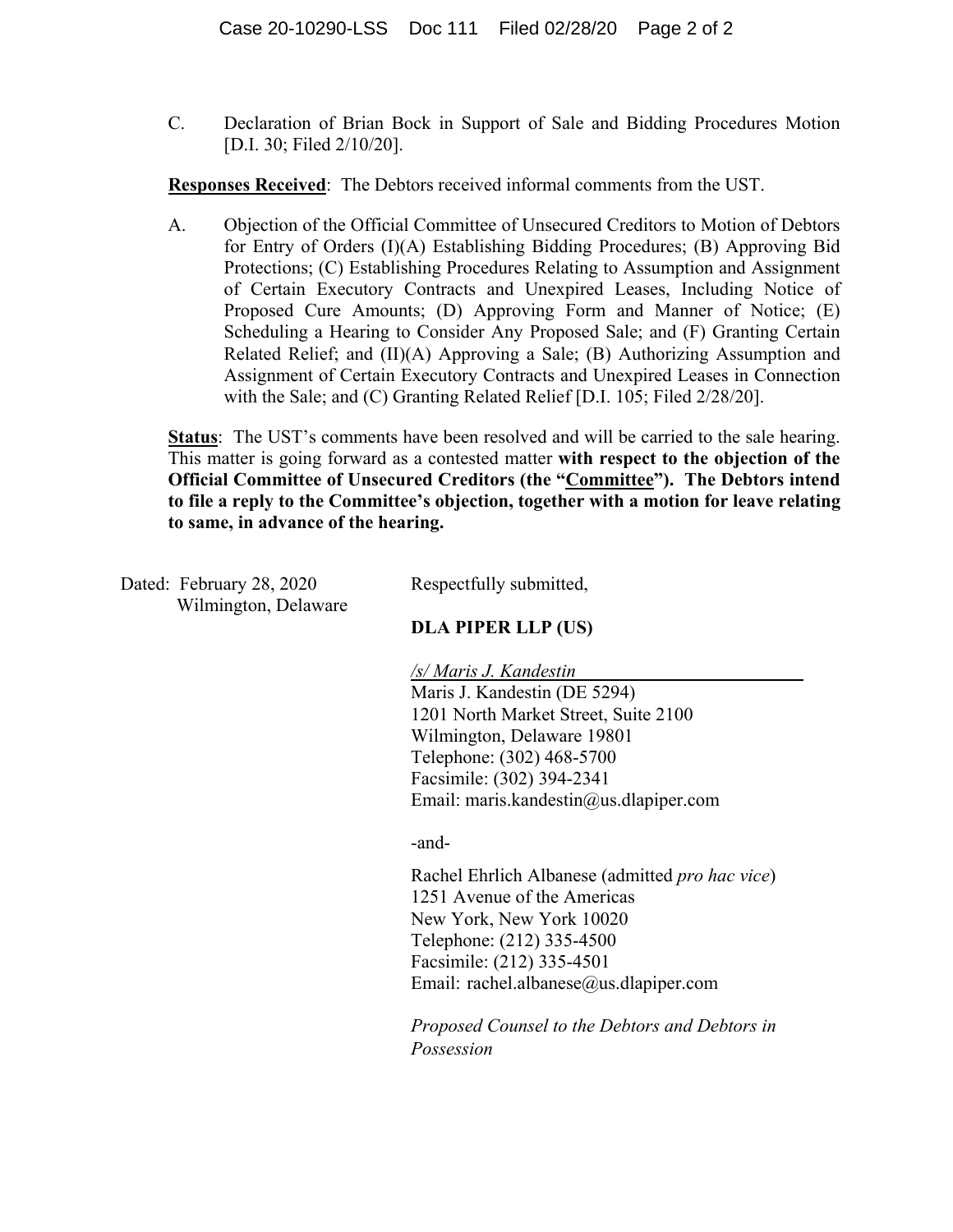C. Declaration of Brian Bock in Support of Sale and Bidding Procedures Motion [D.I. 30; Filed 2/10/20].

**Responses Received**: The Debtors received informal comments from the UST.

A. Objection of the Official Committee of Unsecured Creditors to Motion of Debtors for Entry of Orders (I)(A) Establishing Bidding Procedures; (B) Approving Bid Protections; (C) Establishing Procedures Relating to Assumption and Assignment of Certain Executory Contracts and Unexpired Leases, Including Notice of Proposed Cure Amounts; (D) Approving Form and Manner of Notice; (E) Scheduling a Hearing to Consider Any Proposed Sale; and (F) Granting Certain Related Relief; and (II)(A) Approving a Sale; (B) Authorizing Assumption and Assignment of Certain Executory Contracts and Unexpired Leases in Connection with the Sale; and (C) Granting Related Relief [D.I. 105; Filed 2/28/20].

**Status**: The UST's comments have been resolved and will be carried to the sale hearing. This matter is going forward as a contested matter **with respect to the objection of the Official Committee of Unsecured Creditors (the "Committee"). The Debtors intend to file a reply to the Committee's objection, together with a motion for leave relating to same, in advance of the hearing.**

Dated: February 28, 2020
Wilmington, Delaware

Respectfully submitted,

**DLA PIPER LLP (US)**

*/s/ Maris J. Kandestin*
Maris J. Kandestin (DE 5294)
1201 North Market Street, Suite 2100
Wilmington, Delaware 19801
Telephone: (302) 468-5700
Facsimile: (302) 394-2341
Email: maris.kandestin@us.dlapiper.com

-and-

Rachel Ehrlich Albanese (admitted *pro hac vice*)
1251 Avenue of the Americas
New York, New York 10020
Telephone: (212) 335-4500
Facsimile: (212) 335-4501
Email: rachel.albanese@us.dlapiper.com

*Proposed Counsel to the Debtors and Debtors in Possession*